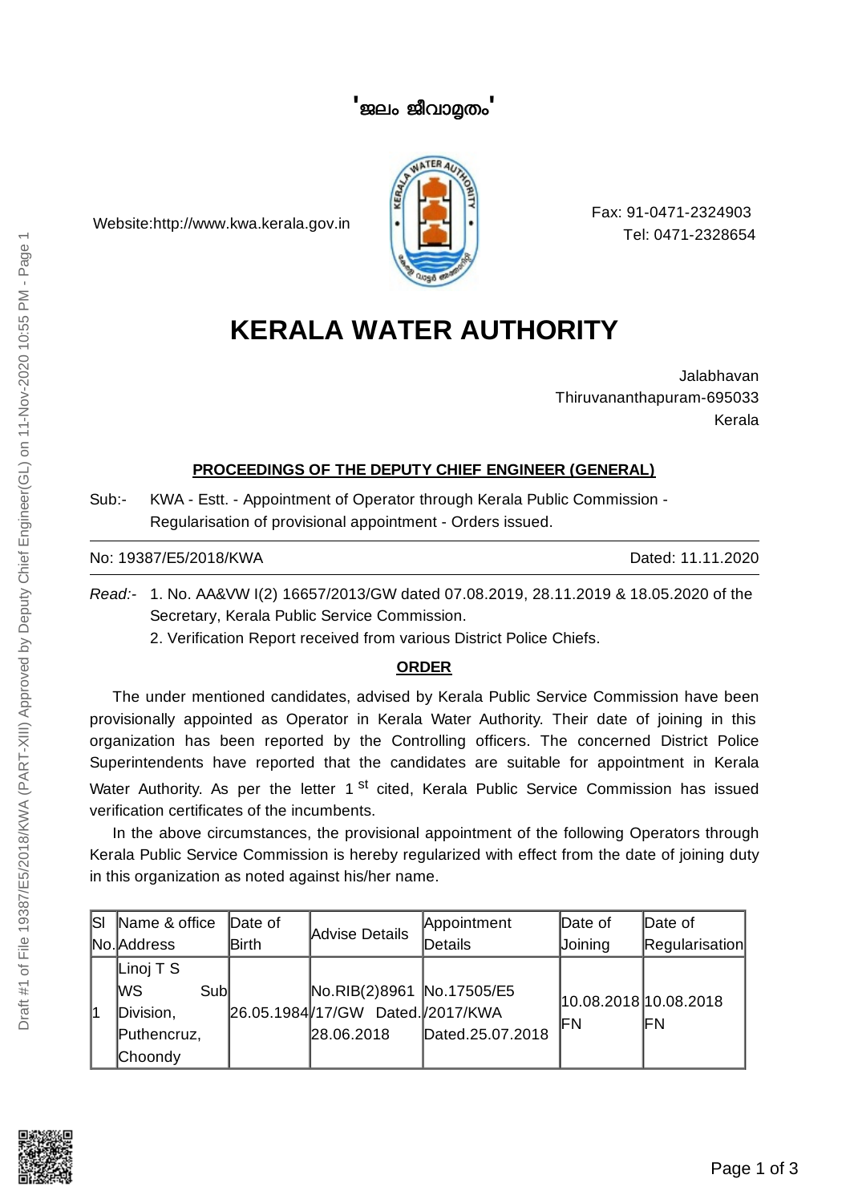'ജലം ജീവാമൃതം'

Website:http://www.kwa.kerala.gov.in

Fax: 91-0471-2324903
Tel: 0471-2328654

# KERALA WATER AUTHORITY

Jalabhavan
Thiruvananthapuram-695033
Kerala

**PROCEEDINGS OF THE DEPUTY CHIEF ENGINEER (GENERAL)**

Sub:- KWA - Estt. - Appointment of Operator through Kerala Public Commission - Regularisation of provisional appointment - Orders issued.

No: 19387/E5/2018/KWA                                                    Dated: 11.11.2020

*Read:-* 1. No. AA&VW I(2) 16657/2013/GW dated 07.08.2019, 28.11.2019 & 18.05.2020 of the Secretary, Kerala Public Service Commission.
2. Verification Report received from various District Police Chiefs.

**ORDER**

The under mentioned candidates, advised by Kerala Public Service Commission have been provisionally appointed as Operator in Kerala Water Authority. Their date of joining in this organization has been reported by the Controlling officers. The concerned District Police Superintendents have reported that the candidates are suitable for appointment in Kerala Water Authority. As per the letter 1 st cited, Kerala Public Service Commission has issued verification certificates of the incumbents.

In the above circumstances, the provisional appointment of the following Operators through Kerala Public Service Commission is hereby regularized with effect from the date of joining duty in this organization as noted against his/her name.

| Sl No. | Name & office Address | Date of Birth | Advise Details | Appointment Details | Date of Joining | Date of Regularisation |
|---|---|---|---|---|---|---|
| 1 | Linoj T S WS Sub Division, Puthencruz, Choondy | 26.05.1984 | No.RIB(2)8961/17/GW Dated. 28.06.2018 | No.17505/E5/2017/KWA Dated.25.07.2018 | 10.08.2018 FN | 10.08.2018 FN |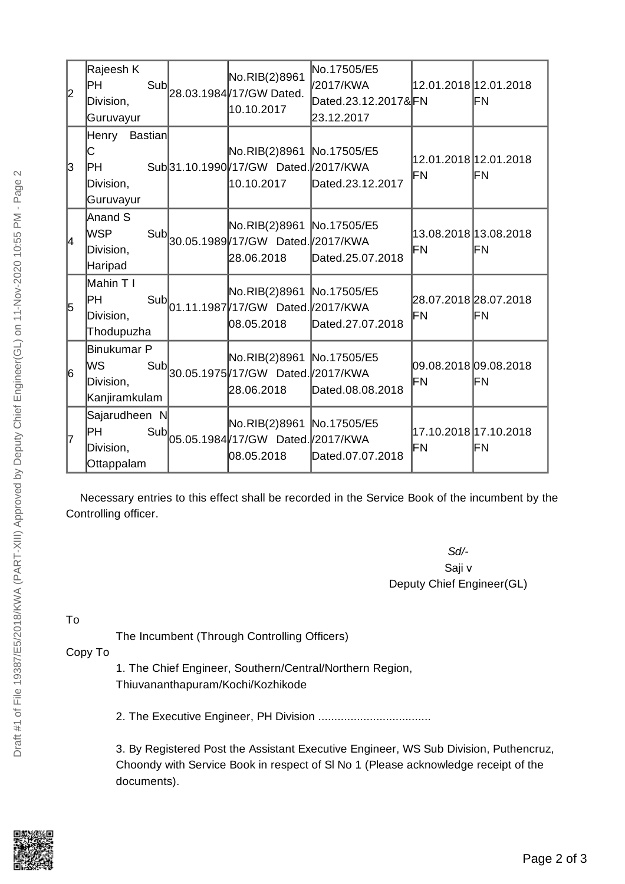| | | | | | | |
|---|---|---|---|---|---|---|
| 2 | Rajeesh K PH Sub Division, Guruvayur | 28.03.1984 | No.RIB(2)8961 /17/GW Dated. 10.10.2017 | No.17505/E5 /2017/KWA Dated.23.12.2017& 23.12.2017 | 12.01.2018 FN | 12.01.2018 FN |
| 3 | Henry Bastian C PH Sub Division, Guruvayur | 31.10.1990 | No.RIB(2)8961 /17/GW Dated. 10.10.2017 | No.17505/E5 /2017/KWA Dated.23.12.2017 | 12.01.2018 FN | 12.01.2018 FN |
| 4 | Anand S WSP Sub Division, Haripad | 30.05.1989 | No.RIB(2)8961 /17/GW Dated. 28.06.2018 | No.17505/E5 /2017/KWA Dated.25.07.2018 | 13.08.2018 FN | 13.08.2018 FN |
| 5 | Mahin T I PH Sub Division, Thodupuzha | 01.11.1987 | No.RIB(2)8961 /17/GW Dated. 08.05.2018 | No.17505/E5 /2017/KWA Dated.27.07.2018 | 28.07.2018 FN | 28.07.2018 FN |
| 6 | Binukumar P WS Sub Division, Kanjiramkulam | 30.05.1975 | No.RIB(2)8961 /17/GW Dated. 28.06.2018 | No.17505/E5 /2017/KWA Dated.08.08.2018 | 09.08.2018 FN | 09.08.2018 FN |
| 7 | Sajarudheen N PH Sub Division, Ottappalam | 05.05.1984 | No.RIB(2)8961 /17/GW Dated. 08.05.2018 | No.17505/E5 /2017/KWA Dated.07.07.2018 | 17.10.2018 FN | 17.10.2018 FN |

Necessary entries to this effect shall be recorded in the Service Book of the incumbent by the Controlling officer.

*Sd/-*
Saji v
Deputy Chief Engineer(GL)

To

The Incumbent (Through Controlling Officers)

Copy To

1. The Chief Engineer, Southern/Central/Northern Region, Thiuvananthapuram/Kochi/Kozhikode

2. The Executive Engineer, PH Division ..................................

3. By Registered Post the Assistant Executive Engineer, WS Sub Division, Puthencruz, Choondy with Service Book in respect of Sl No 1 (Please acknowledge receipt of the documents).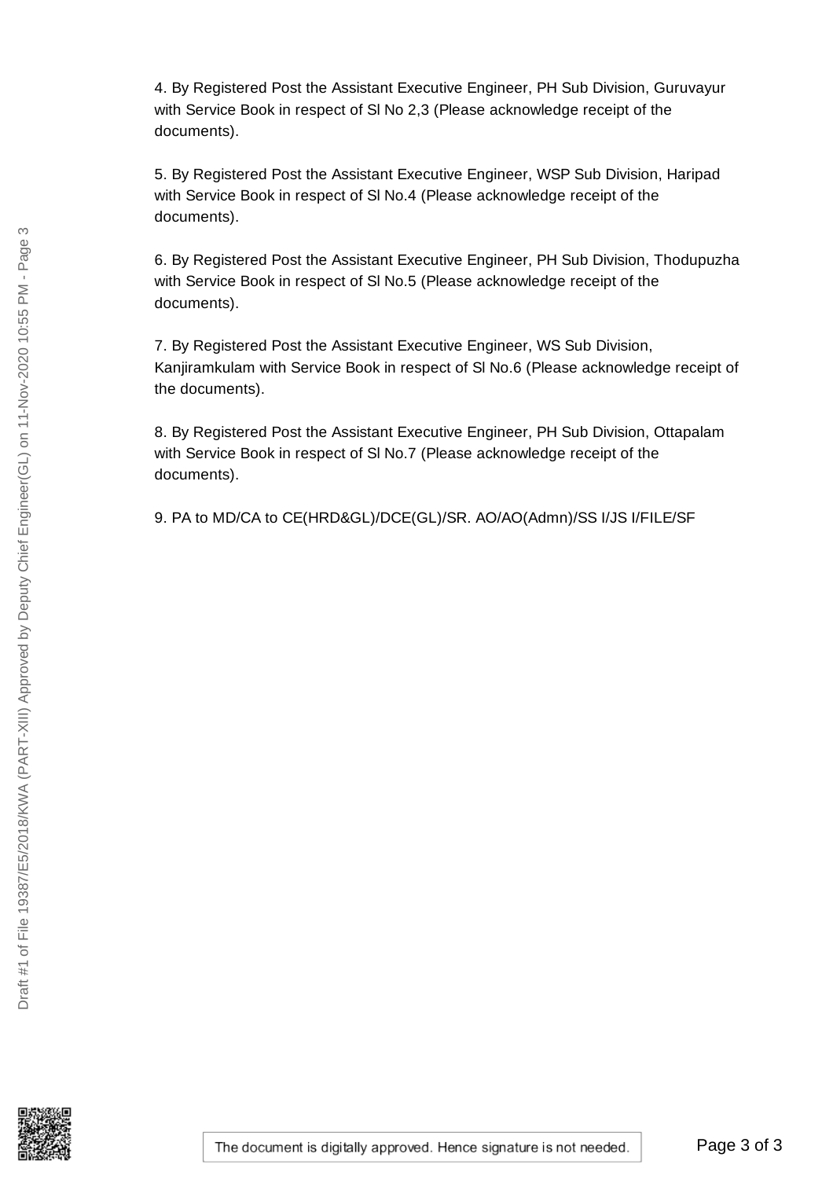4. By Registered Post the Assistant Executive Engineer, PH Sub Division, Guruvayur with Service Book in respect of Sl No 2,3 (Please acknowledge receipt of the documents).

5. By Registered Post the Assistant Executive Engineer, WSP Sub Division, Haripad with Service Book in respect of Sl No.4 (Please acknowledge receipt of the documents).

6. By Registered Post the Assistant Executive Engineer, PH Sub Division, Thodupuzha with Service Book in respect of Sl No.5 (Please acknowledge receipt of the documents).

7. By Registered Post the Assistant Executive Engineer, WS Sub Division, Kanjiramkulam with Service Book in respect of Sl No.6 (Please acknowledge receipt of the documents).

8. By Registered Post the Assistant Executive Engineer, PH Sub Division, Ottapalam with Service Book in respect of Sl No.7 (Please acknowledge receipt of the documents).

9. PA to MD/CA to CE(HRD&GL)/DCE(GL)/SR. AO/AO(Admn)/SS I/JS I/FILE/SF

The document is digitally approved. Hence signature is not needed.